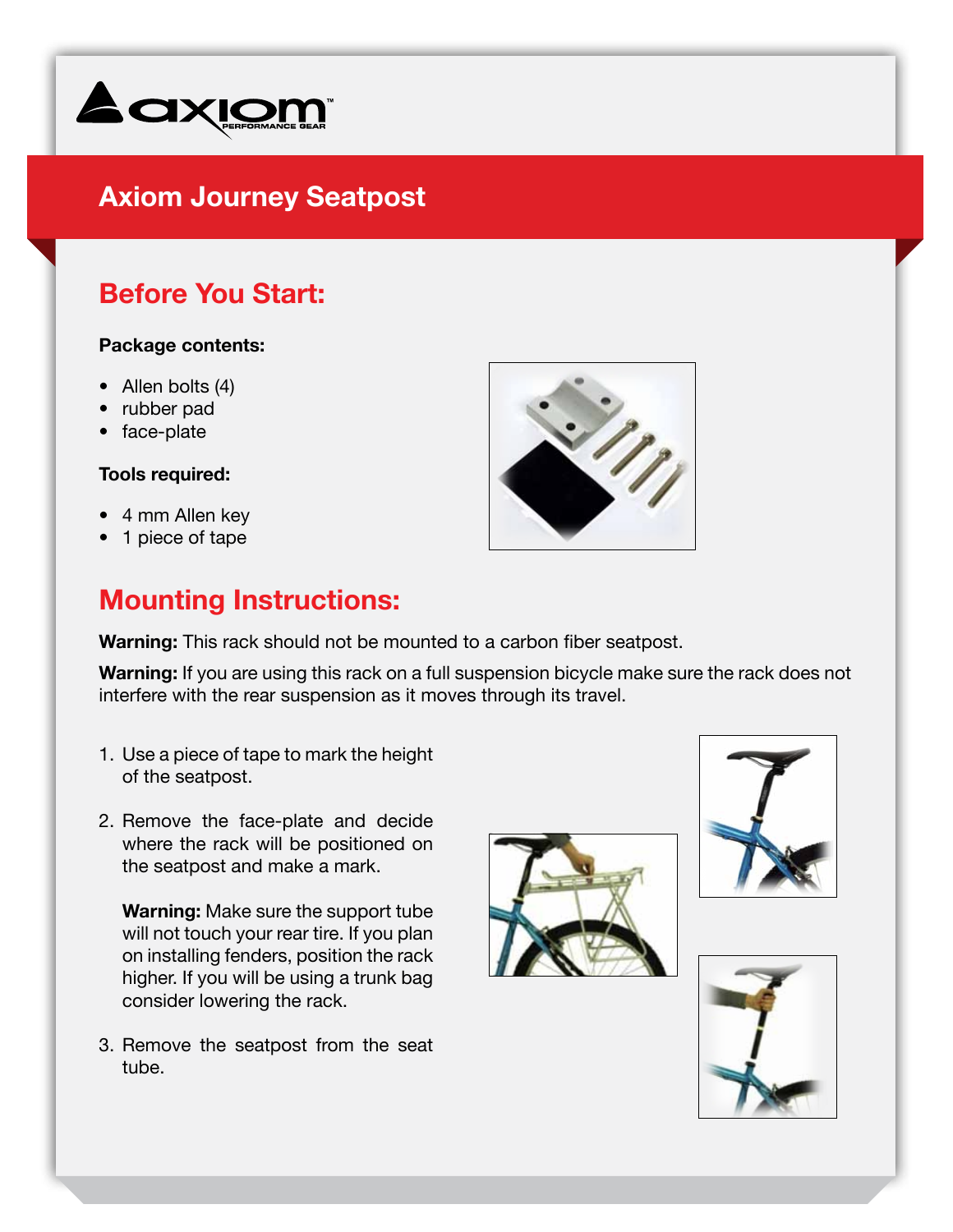# Axiom Journey Seatpost

## Before You Start:

**Package contents:**

- Allen bolts (4)
- rubber pad
- face-plate

**Tools required:**

- 4 mm Allen key
- 1 piece of tape

## Mounting Instructions:

**Warning:** This rack should not be mounted to a carbon fiber seatpost.

**Warning:** If you are using this rack on a full suspension bicycle make sure the rack does not interfere with the rear suspension as it moves through its travel.

1. Use a piece of tape to mark the height of the seatpost.

2. Remove the face-plate and decide where the rack will be positioned on the seatpost and make a mark.

   **Warning:** Make sure the support tube will not touch your rear tire. If you plan on installing fenders, position the rack higher. If you will be using a trunk bag consider lowering the rack.

3. Remove the seatpost from the seat tube.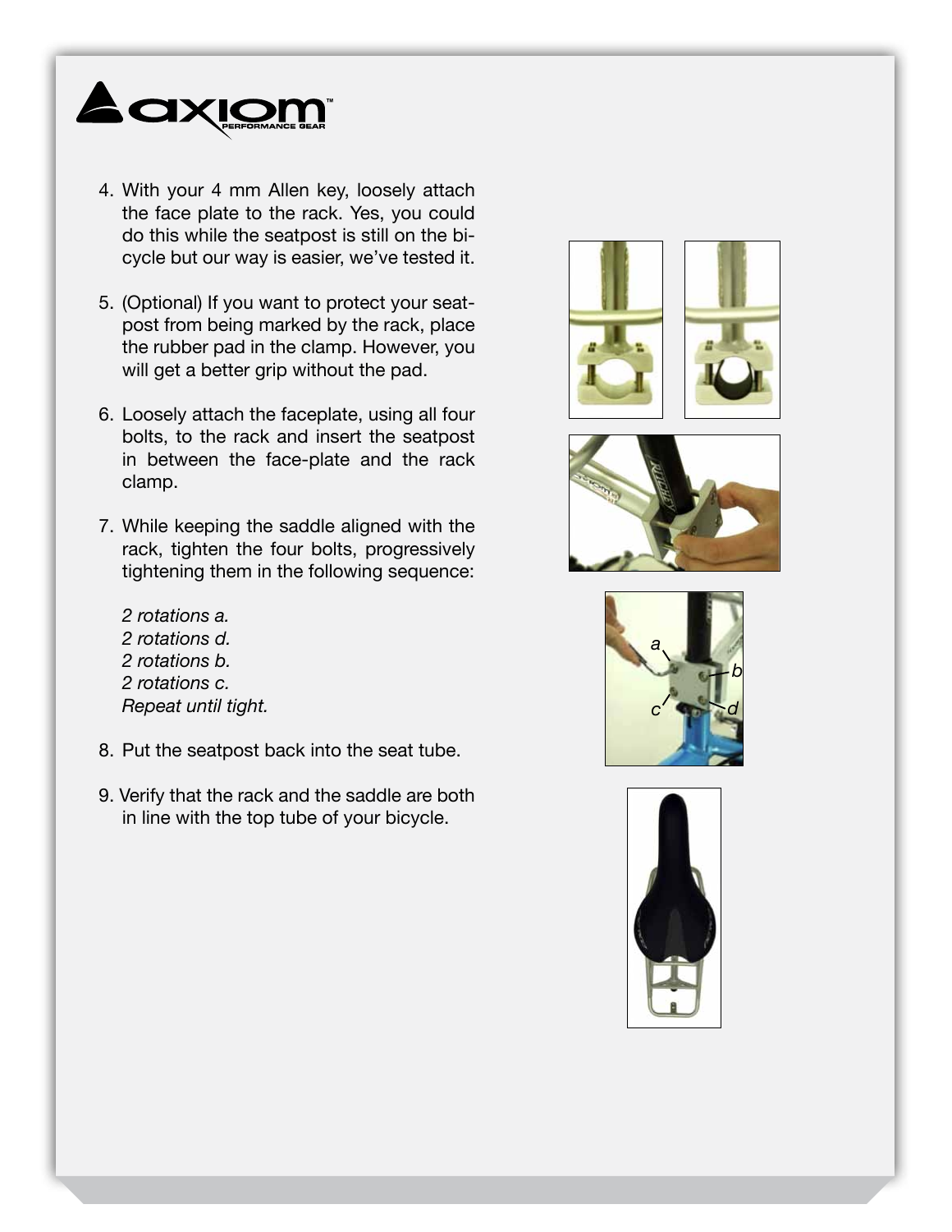4. With your 4 mm Allen key, loosely attach the face plate to the rack. Yes, you could do this while the seatpost is still on the bicycle but our way is easier, we've tested it.

5. (Optional) If you want to protect your seatpost from being marked by the rack, place the rubber pad in the clamp. However, you will get a better grip without the pad.

6. Loosely attach the faceplate, using all four bolts, to the rack and insert the seatpost in between the face-plate and the rack clamp.

7. While keeping the saddle aligned with the rack, tighten the four bolts, progressively tightening them in the following sequence:

   *2 rotations a.*
   *2 rotations d.*
   *2 rotations b.*
   *2 rotations c.*
   *Repeat until tight.*

8. Put the seatpost back into the seat tube.

9. Verify that the rack and the saddle are both in line with the top tube of your bicycle.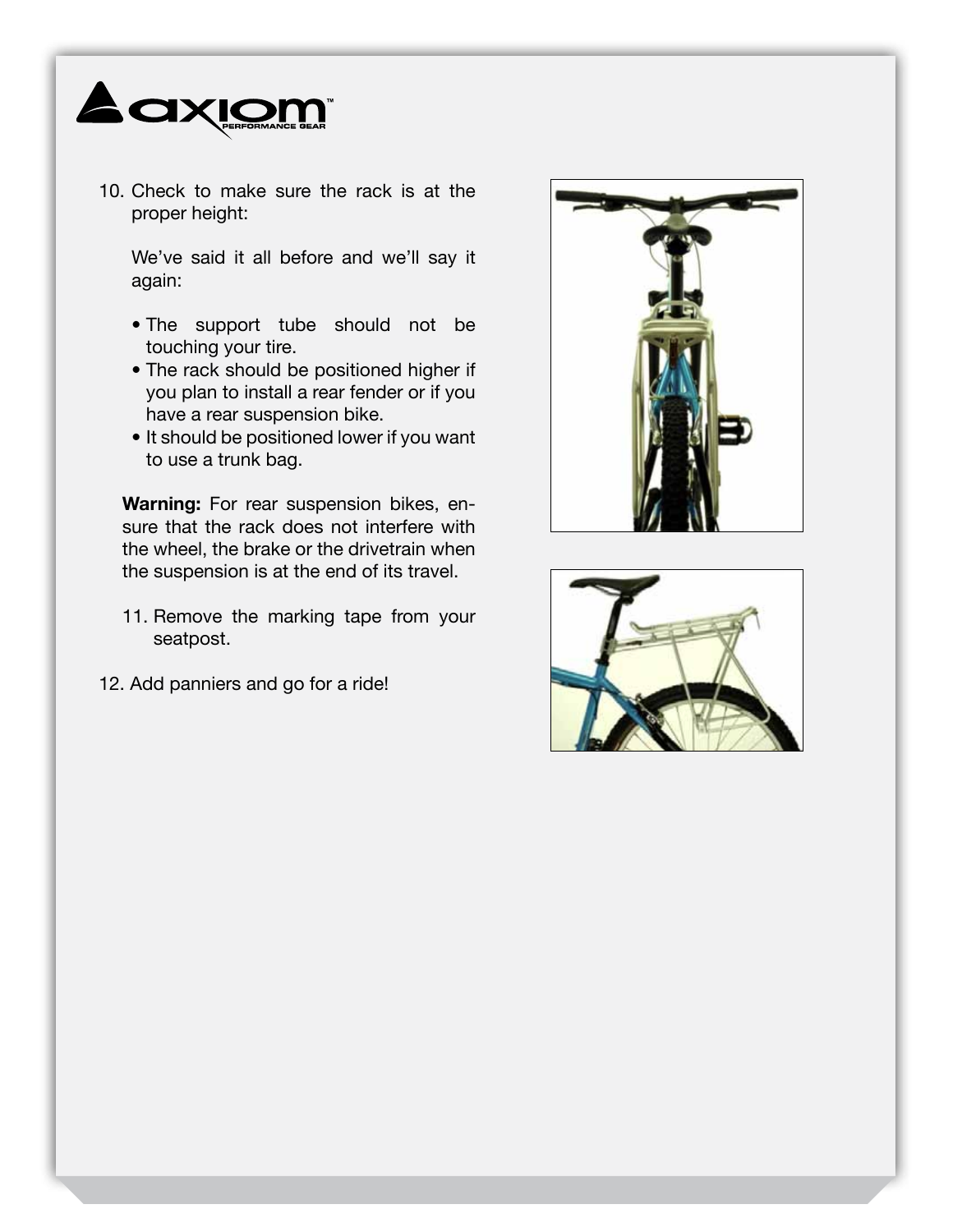10. Check to make sure the rack is at the proper height:

    We've said it all before and we'll say it again:

    - The support tube should not be touching your tire.
    - The rack should be positioned higher if you plan to install a rear fender or if you have a rear suspension bike.
    - It should be positioned lower if you want to use a trunk bag.

    **Warning:** For rear suspension bikes, ensure that the rack does not interfere with the wheel, the brake or the drivetrain when the suspension is at the end of its travel.

11. Remove the marking tape from your seatpost.

12. Add panniers and go for a ride!